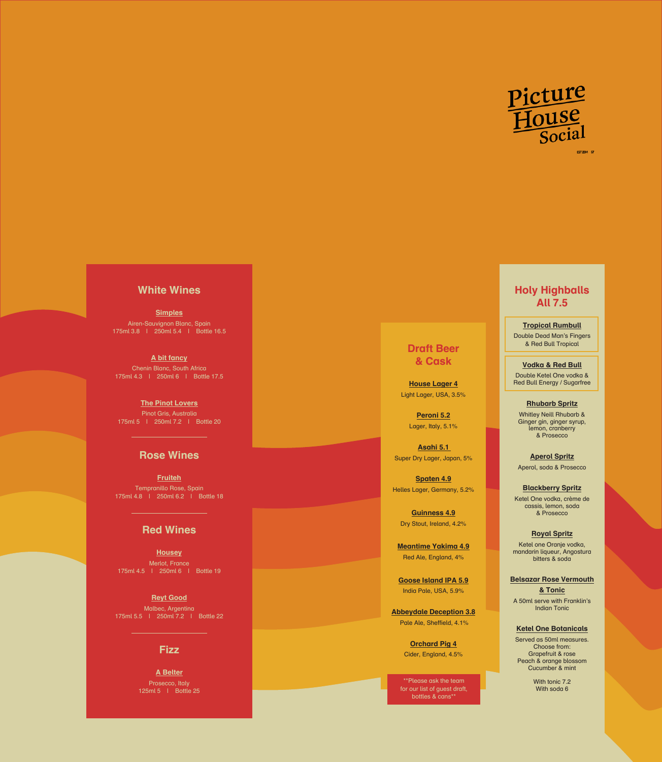# Picture House Social

EST 2014 S7

## White Wines

**Simples**
Airen-Sauvignon Blanc, Spain
175ml 3.8 | 250ml 5.4 | Bottle 16.5

**A bit fancy**
Chenin Blanc, South Africa
175ml 4.3 | 250ml 6 | Bottle 17.5

**The Pinot Lovers**
Pinot Gris, Australia
175ml 5 | 250ml 7.2 | Bottle 20

## Rose Wines

**Fruiteh**
Tempranillo Rose, Spain
175ml 4.8 | 250ml 6.2 | Bottle 18

## Red Wines

**Housey**
Merlot, France
175ml 4.5 | 250ml 6 | Bottle 19

**Reyt Good**
Malbec, Argentina
175ml 5.5 | 250ml 7.2 | Bottle 22

## Fizz

**A Belter**
Prosecco, Italy
125ml 5 | Bottle 25

## Draft Beer & Cask

**House Lager 4**
Light Lager, USA, 3.5%

**Peroni 5.2**
Lager, Italy, 5.1%

**Asahi 5.1**
Super Dry Lager, Japan, 5%

**Spaten 4.9**
Helles Lager, Germany, 5.2%

**Guinness 4.9**
Dry Stout, Ireland, 4.2%

**Meantime Yakima 4.9**
Red Ale, England, 4%

**Goose Island IPA 5.9**
India Pale, USA, 5.9%

**Abbeydale Deception 3.8**
Pale Ale, Sheffield, 4.1%

**Orchard Pig 4**
Cider, England, 4.5%

**Please ask the team for our list of guest draft, bottles & cans**

## Holy Highballs
## All 7.5

**Tropical Rumbull**
Double Dead Man's Fingers & Red Bull Tropical

**Vodka & Red Bull**
Double Ketel One vodka & Red Bull Energy / Sugarfree

**Rhubarb Spritz**
Whitley Neill Rhubarb & Ginger gin, ginger syrup, lemon, cranberry & Prosecco

**Aperol Spritz**
Aperol, soda & Prosecco

**Blackberry Spritz**
Ketel One vodka, crème de cassis, lemon, soda & Prosecco

**Royal Spritz**
Ketel one Oranje vodka, mandarin liqueur, Angostura bitters & soda

**Belsazar Rose Vermouth & Tonic**
A 50ml serve with Franklin's Indian Tonic

**Ketel One Botanicals**
Served as 50ml measures.
Choose from:
Grapefruit & rose
Peach & orange blossom
Cucumber & mint

With tonic 7.2
With soda 6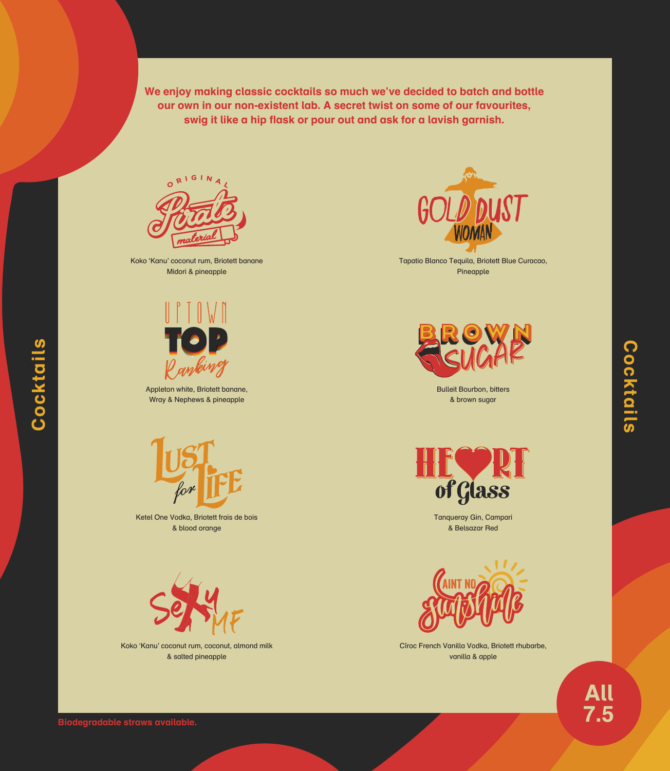# Cocktails

We enjoy making classic cocktails so much we've decided to batch and bottle our own in our non-existent lab. A secret twist on some of our favourites, swig it like a hip flask or pour out and ask for a lavish garnish.

### Original Pirate Material

Koko 'Kanu' coconut rum, Briotett banane
Midori & pineapple

### Gold Dust Woman

Tapatio Blanco Tequila, Briotett Blue Curacao,
Pineapple

### Uptown Top Ranking

Appleton white, Briotett banane,
Wray & Nephews & pineapple

### Brown Sugar

Bulleit Bourbon, bitters
& brown sugar

### Lust for Life

Ketel One Vodka, Briotett frais de bois
& blood orange

### Heart of Glass

Tanqueray Gin, Campari
& Belsazar Red

### Sexy MF

Koko 'Kanu' coconut rum, coconut, almond milk
& salted pineapple

### Aint No Sunshine

Cîroc French Vanilla Vodka, Briotett rhubarbe,
vanilla & apple

**All 7.5**

**Biodegradable straws available.**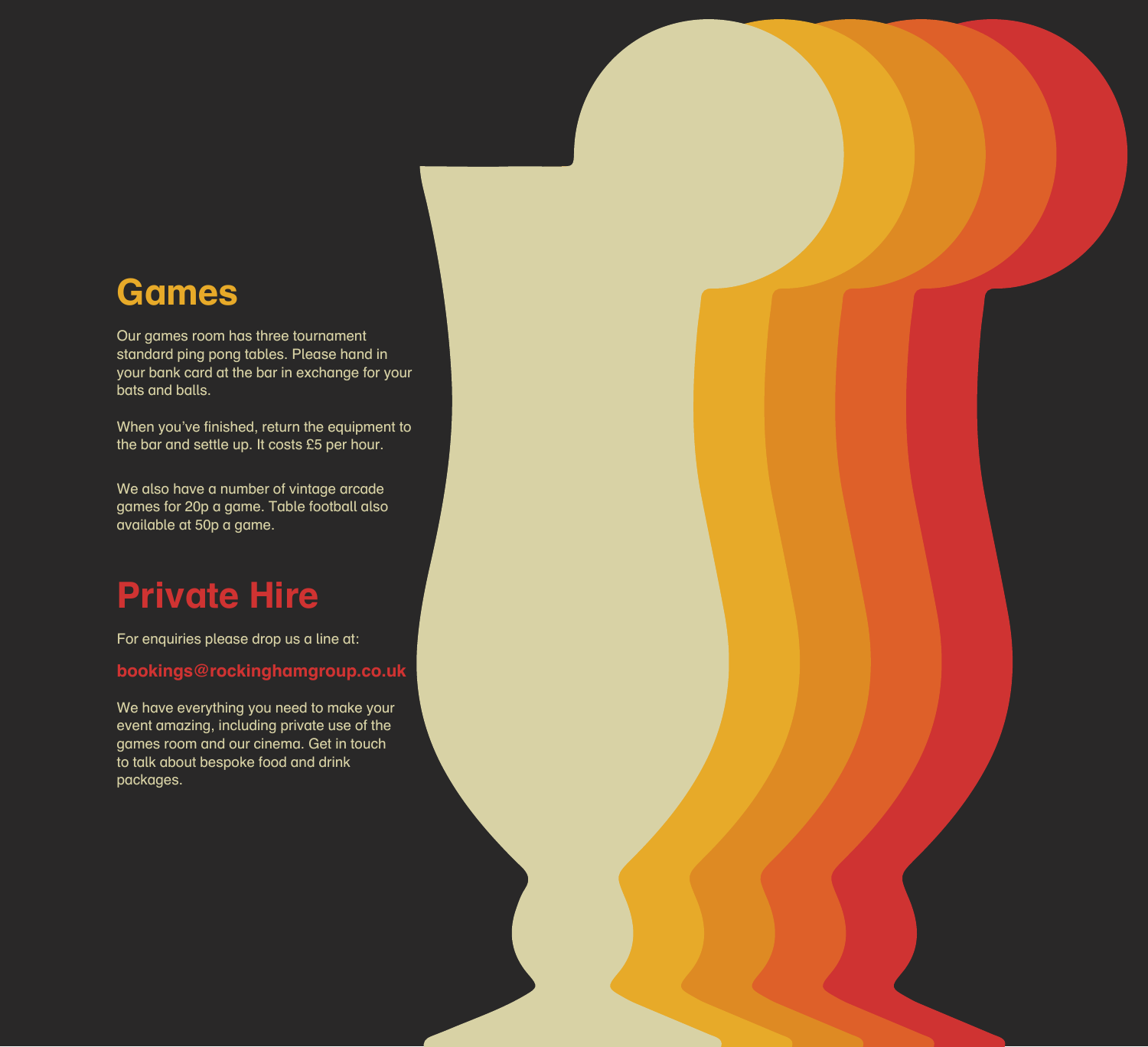## Games

Our games room has three tournament standard ping pong tables. Please hand in your bank card at the bar in exchange for your bats and balls.

When you've finished, return the equipment to the bar and settle up. It costs £5 per hour.

We also have a number of vintage arcade games for 20p a game. Table football also available at 50p a game.

## Private Hire

For enquiries please drop us a line at:

**bookings@rockinghamgroup.co.uk**

We have everything you need to make your event amazing, including private use of the games room and our cinema. Get in touch to talk about bespoke food and drink packages.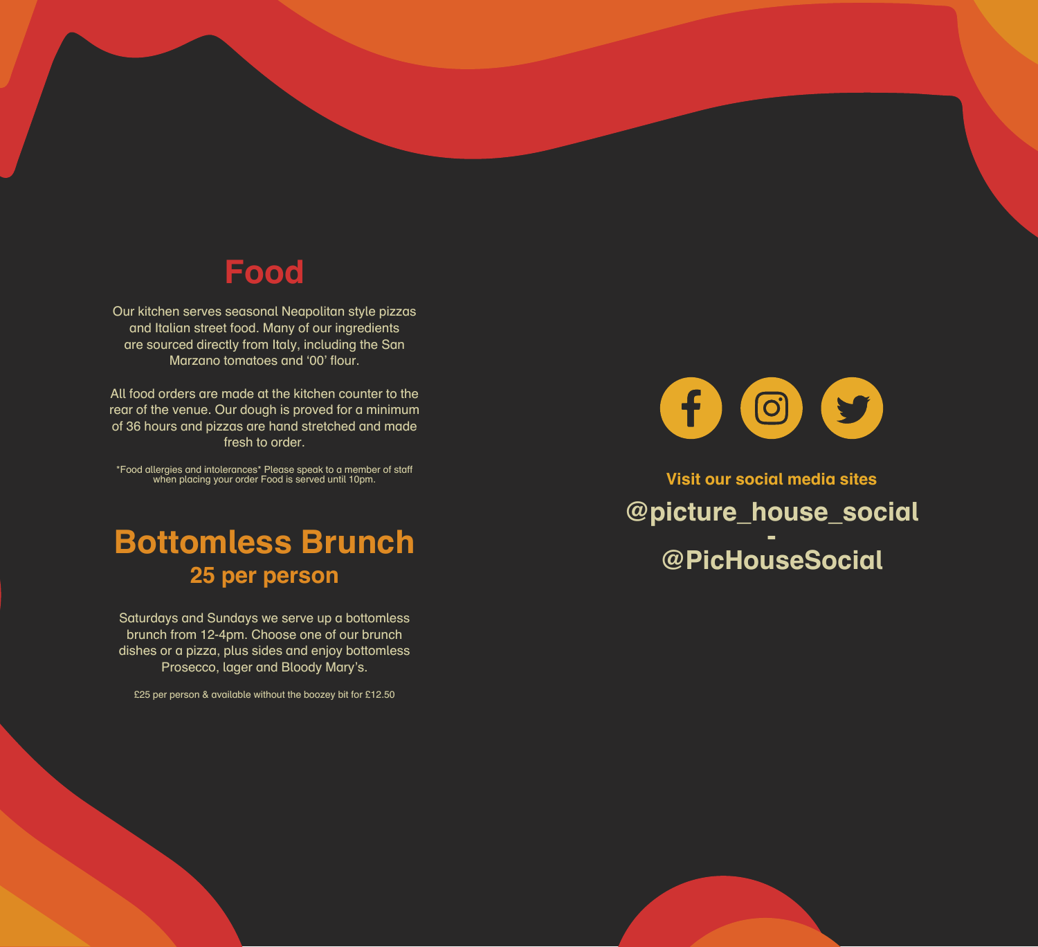## Food

Our kitchen serves seasonal Neapolitan style pizzas and Italian street food. Many of our ingredients are sourced directly from Italy, including the San Marzano tomatoes and '00' flour.

All food orders are made at the kitchen counter to the rear of the venue. Our dough is proved for a minimum of 36 hours and pizzas are hand stretched and made fresh to order.

*Food allergies and intolerances* Please speak to a member of staff when placing your order Food is served until 10pm.

## Bottomless Brunch

### 25 per person

Saturdays and Sundays we serve up a bottomless brunch from 12-4pm. Choose one of our brunch dishes or a pizza, plus sides and enjoy bottomless Prosecco, lager and Bloody Mary's.

£25 per person & available without the boozey bit for £12.50

**Visit our social media sites**

**@picture_house_social**

**-**

**@PicHouseSocial**